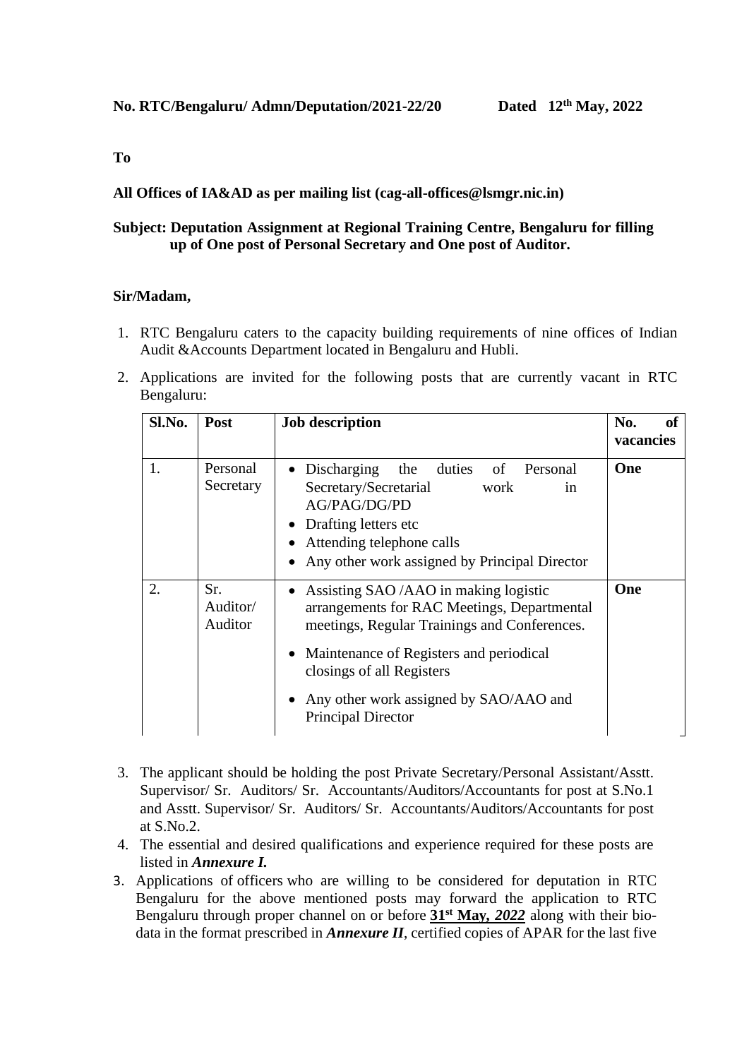**No. RTC/Bengaluru/ Admn/Deputation/2021-22/20 Dated 12th May, 2022**

**To**

**All Offices of IA&AD as per mailing list (cag-all-offices@lsmgr.nic.in)**

**Subject: Deputation Assignment at Regional Training Centre, Bengaluru for filling up of One post of Personal Secretary and One post of Auditor.**

**Sir/Madam,**

1. RTC Bengaluru caters to the capacity building requirements of nine offices of Indian Audit &Accounts Department located in Bengaluru and Hubli.
2. Applications are invited for the following posts that are currently vacant in RTC Bengaluru:

| Sl.No. | Post | Job description | No. of vacancies |
|---|---|---|---|
| 1. | Personal Secretary | • Discharging the duties of Personal Secretary/Secretarial work in AG/PAG/DG/PD<br>• Drafting letters etc<br>• Attending telephone calls<br>• Any other work assigned by Principal Director | **One** |
| 2. | Sr. Auditor/ Auditor | • Assisting SAO /AAO in making logistic arrangements for RAC Meetings, Departmental meetings, Regular Trainings and Conferences.<br>• Maintenance of Registers and periodical closings of all Registers<br>• Any other work assigned by SAO/AAO and Principal Director | **One** |

3. The applicant should be holding the post Private Secretary/Personal Assistant/Asstt. Supervisor/ Sr. Auditors/ Sr. Accountants/Auditors/Accountants for post at S.No.1 and Asstt. Supervisor/ Sr. Auditors/ Sr. Accountants/Auditors/Accountants for post at S.No.2.
4. The essential and desired qualifications and experience required for these posts are listed in ***Annexure I.***

3. Applications of officers who are willing to be considered for deputation in RTC Bengaluru for the above mentioned posts may forward the application to RTC Bengaluru through proper channel on or before **<u>31st May, *2022*</u>** along with their bio-data in the format prescribed in ***Annexure II***, certified copies of APAR for the last five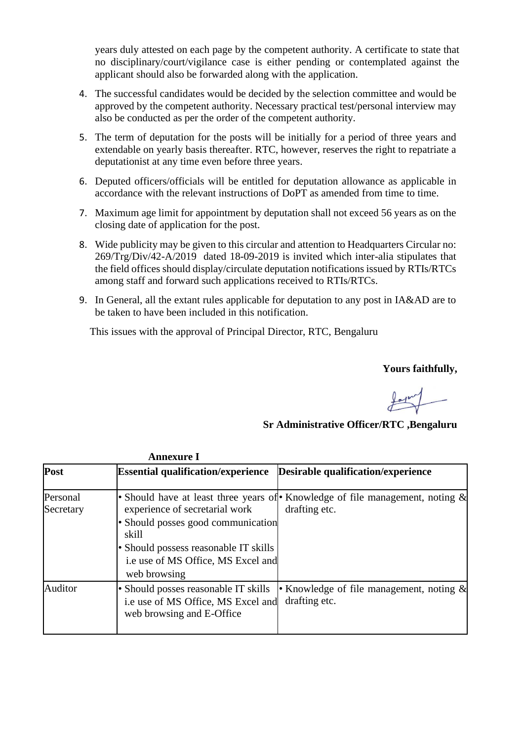years duly attested on each page by the competent authority. A certificate to state that no disciplinary/court/vigilance case is either pending or contemplated against the applicant should also be forwarded along with the application.

4. The successful candidates would be decided by the selection committee and would be approved by the competent authority. Necessary practical test/personal interview may also be conducted as per the order of the competent authority.

5. The term of deputation for the posts will be initially for a period of three years and extendable on yearly basis thereafter. RTC, however, reserves the right to repatriate a deputationist at any time even before three years.

6. Deputed officers/officials will be entitled for deputation allowance as applicable in accordance with the relevant instructions of DoPT as amended from time to time.

7. Maximum age limit for appointment by deputation shall not exceed 56 years as on the closing date of application for the post.

8. Wide publicity may be given to this circular and attention to Headquarters Circular no: 269/Trg/Div/42-A/2019 dated 18-09-2019 is invited which inter-alia stipulates that the field offices should display/circulate deputation notifications issued by RTIs/RTCs among staff and forward such applications received to RTIs/RTCs.

9. In General, all the extant rules applicable for deputation to any post in IA&AD are to be taken to have been included in this notification.

This issues with the approval of Principal Director, RTC, Bengaluru

**Yours faithfully,**

**Sr Administrative Officer/RTC ,Bengaluru**

**Annexure I**

| Post | Essential qualification/experience | Desirable qualification/experience |
|---|---|---|
| Personal Secretary | • Should have at least three years of experience of secretarial work<br>• Should posses good communication skill<br>• Should possess reasonable IT skills i.e use of MS Office, MS Excel and web browsing | • Knowledge of file management, noting & drafting etc. |
| Auditor | • Should posses reasonable IT skills i.e use of MS Office, MS Excel and web browsing and E-Office | • Knowledge of file management, noting & drafting etc. |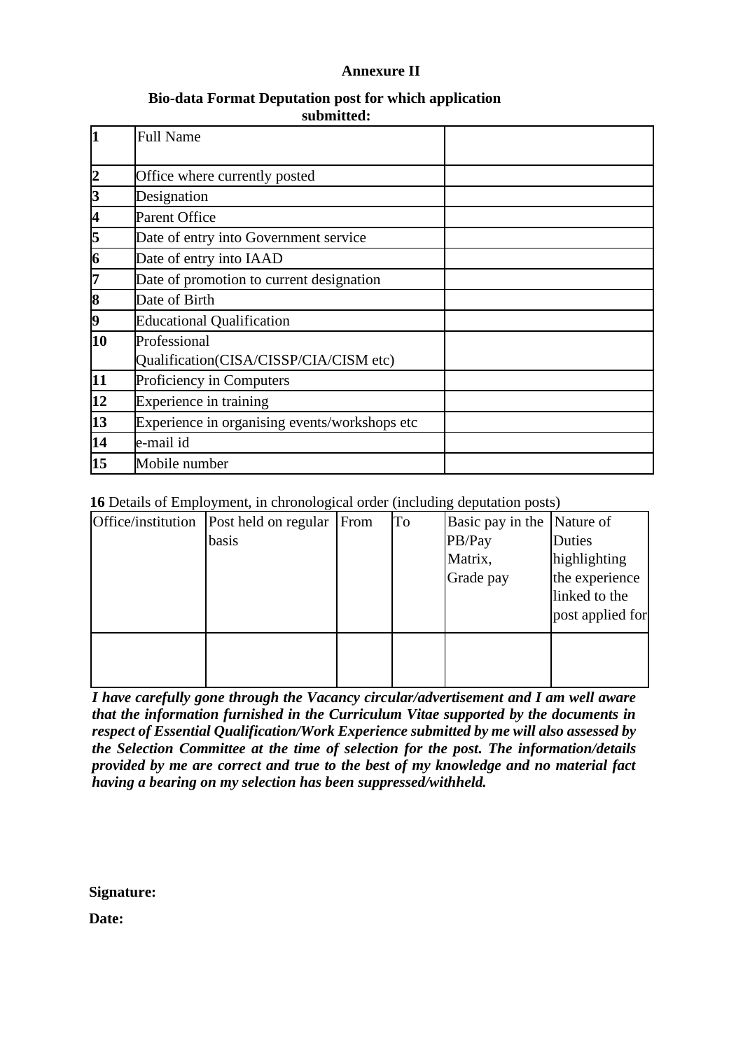**Annexure II**

**Bio-data Format Deputation post for which application submitted:**

| | | |
|---|---|---|
| **1** | Full Name | |
| **2** | Office where currently posted | |
| **3** | Designation | |
| **4** | Parent Office | |
| **5** | Date of entry into Government service | |
| **6** | Date of entry into IAAD | |
| **7** | Date of promotion to current designation | |
| **8** | Date of Birth | |
| **9** | Educational Qualification | |
| **10** | Professional Qualification(CISA/CISSP/CIA/CISM etc) | |
| **11** | Proficiency in Computers | |
| **12** | Experience in training | |
| **13** | Experience in organising events/workshops etc | |
| **14** | e-mail id | |
| **15** | Mobile number | |

**16** Details of Employment, in chronological order (including deputation posts)

| Office/institution | Post held on regular basis | From | To | Basic pay in the PB/Pay Matrix, Grade pay | Nature of Duties highlighting the experience linked to the post applied for |
|---|---|---|---|---|---|
| | | | | | |

***I have carefully gone through the Vacancy circular/advertisement and I am well aware that the information furnished in the Curriculum Vitae supported by the documents in respect of Essential Qualification/Work Experience submitted by me will also assessed by the Selection Committee at the time of selection for the post. The information/details provided by me are correct and true to the best of my knowledge and no material fact having a bearing on my selection has been suppressed/withheld.***

**Signature:**

**Date:**